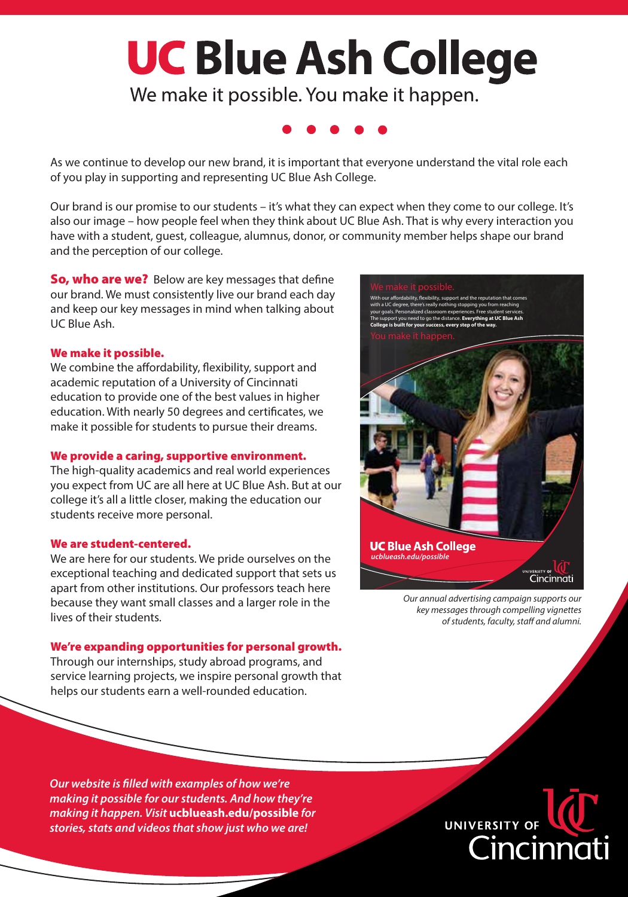# UC Blue Ash College

We make it possible. You make it happen.

As we continue to develop our new brand, it is important that everyone understand the vital role each of you play in supporting and representing UC Blue Ash College.

Our brand is our promise to our students – it's what they can expect when they come to our college. It's also our image – how people feel when they think about UC Blue Ash. That is why every interaction you have with a student, guest, colleague, alumnus, donor, or community member helps shape our brand and the perception of our college.

**So, who are we?** Below are key messages that define our brand. We must consistently live our brand each day and keep our key messages in mind when talking about UC Blue Ash.

### We make it possible.

We combine the affordability, flexibility, support and academic reputation of a University of Cincinnati education to provide one of the best values in higher education. With nearly 50 degrees and certificates, we make it possible for students to pursue their dreams.

### We provide a caring, supportive environment.

The high-quality academics and real world experiences you expect from UC are all here at UC Blue Ash. But at our college it's all a little closer, making the education our students receive more personal.

### We are student-centered.

We are here for our students. We pride ourselves on the exceptional teaching and dedicated support that sets us apart from other institutions. Our professors teach here because they want small classes and a larger role in the lives of their students.

### We're expanding opportunities for personal growth.

Through our internships, study abroad programs, and service learning projects, we inspire personal growth that helps our students earn a well-rounded education.

We make it possible.

With our affordability, flexibility, support and the reputation that comes with a UC degree, there's really nothing stopping you from reaching your goals. Personalized classroom experiences. Free student services. The support you need to go the distance. **Everything at UC Blue Ash College is built for your success, every step of the way.**

You make it happen.

UC Blue Ash College
*ucblueash.edu/possible*

UNIVERSITY OF Cincinnati

*Our annual advertising campaign supports our key messages through compelling vignettes of students, faculty, staff and alumni.*

***Our website is filled with examples of how we're making it possible for our students. And how they're making it happen. Visit ucblueash.edu/possible for stories, stats and videos that show just who we are!***

UNIVERSITY OF Cincinnati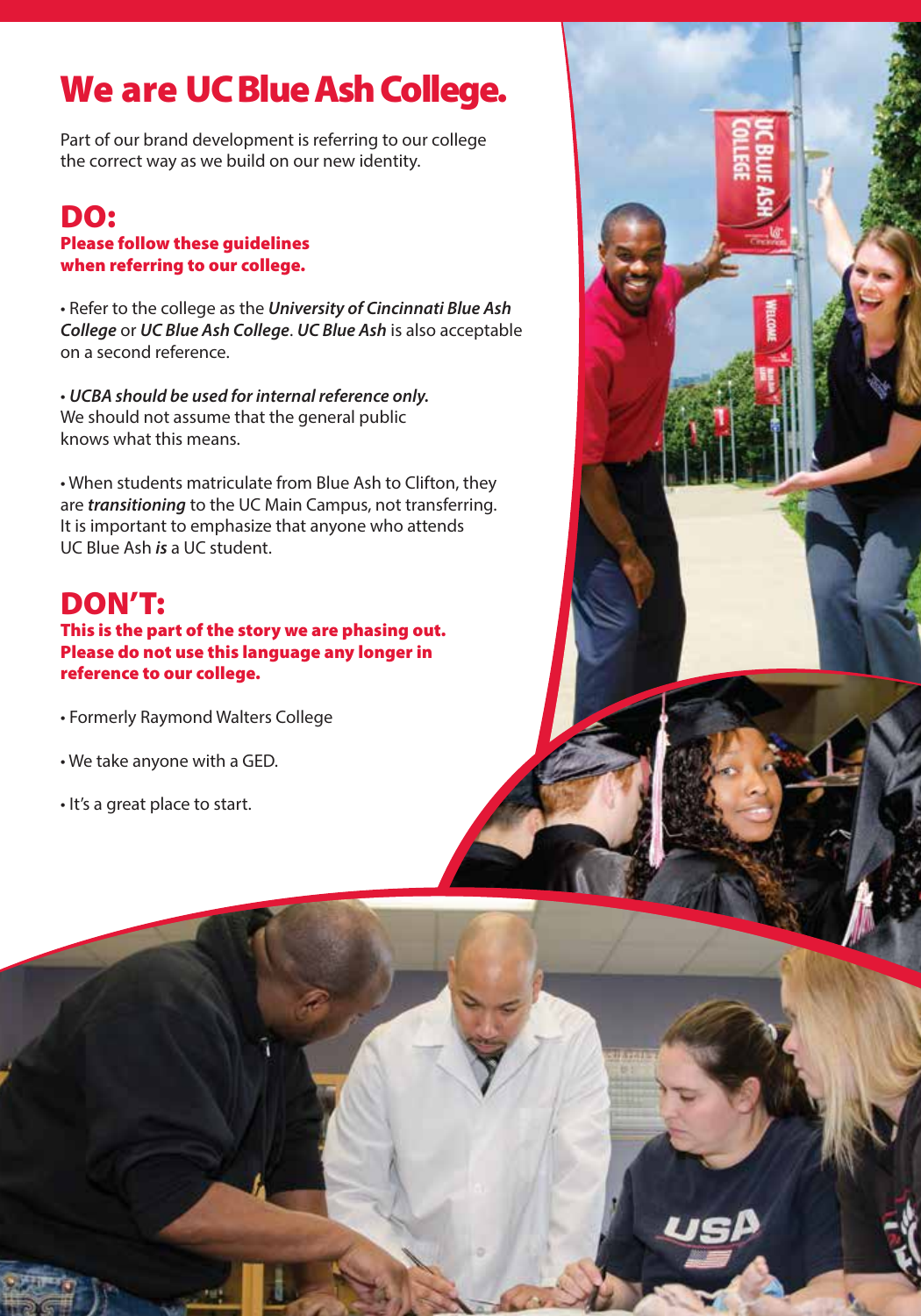# We are UC Blue Ash College.

Part of our brand development is referring to our college the correct way as we build on our new identity.

## DO:

**Please follow these guidelines when referring to our college.**

- Refer to the college as the ***University of Cincinnati Blue Ash College*** or ***UC Blue Ash College***. ***UC Blue Ash*** is also acceptable on a second reference.
- ***UCBA should be used for internal reference only.*** We should not assume that the general public knows what this means.
- When students matriculate from Blue Ash to Clifton, they are ***transitioning*** to the UC Main Campus, not transferring. It is important to emphasize that anyone who attends UC Blue Ash ***is*** a UC student.

## DON'T:

**This is the part of the story we are phasing out. Please do not use this language any longer in reference to our college.**

- Formerly Raymond Walters College
- We take anyone with a GED.
- It's a great place to start.